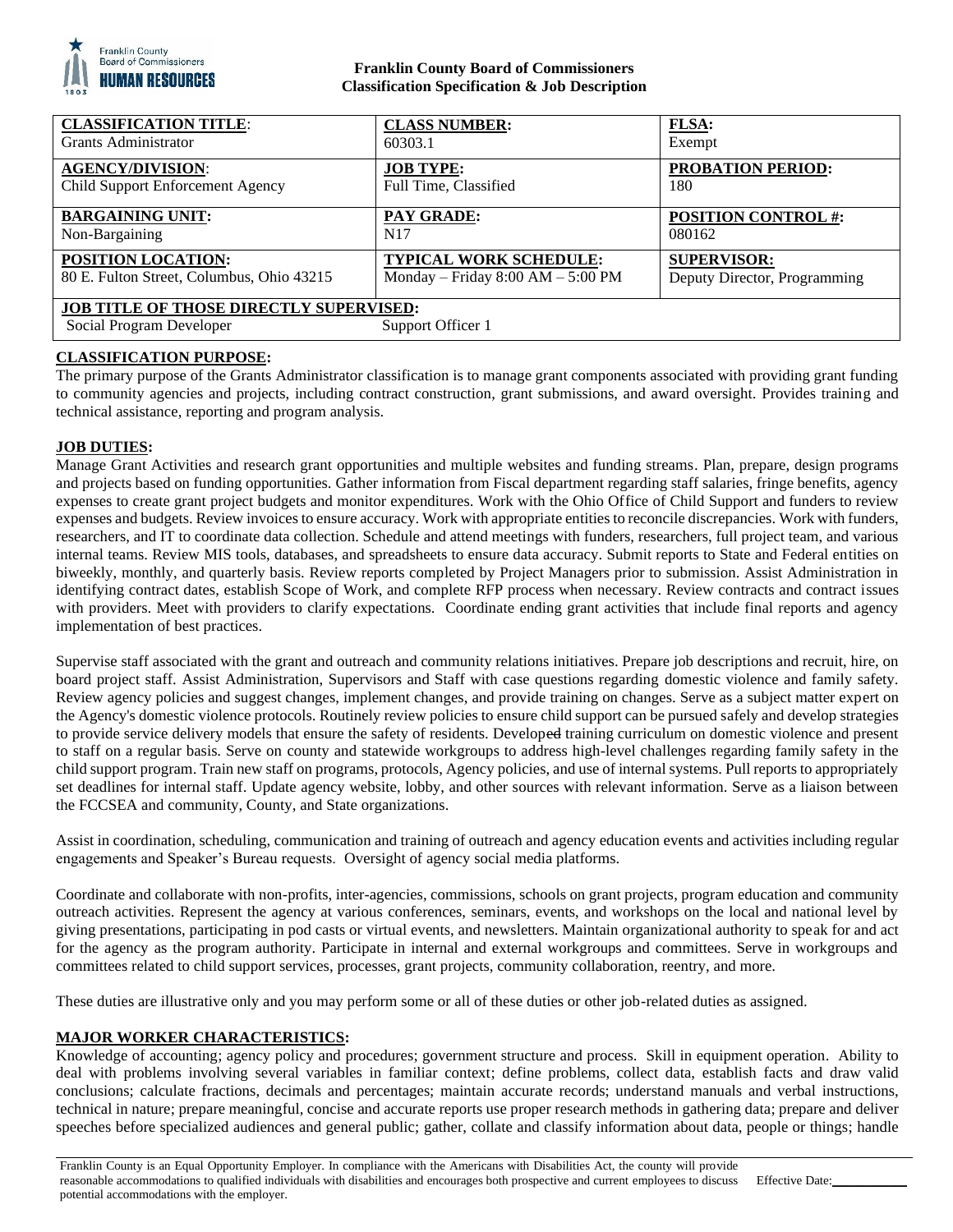**Franklin County Board of Commissioners**
**Classification Specification & Job Description**

| **CLASSIFICATION TITLE**: | **CLASS NUMBER:** | **FLSA:** |
|---|---|---|
| Grants Administrator | 60303.1 | Exempt |
| **AGENCY/DIVISION**: | **JOB TYPE:** | **PROBATION PERIOD:** |
| Child Support Enforcement Agency | Full Time, Classified | 180 |
| **BARGAINING UNIT:** | **PAY GRADE:** | **POSITION CONTROL #:** |
| Non-Bargaining | N17 | 080162 |
| **POSITION LOCATION:** | **TYPICAL WORK SCHEDULE:** | **SUPERVISOR:** |
| 80 E. Fulton Street, Columbus, Ohio 43215 | Monday – Friday 8:00 AM – 5:00 PM | Deputy Director, Programming |
| **JOB TITLE OF THOSE DIRECTLY SUPERVISED:** | | |
| Social Program Developer | Support Officer 1 | |

## CLASSIFICATION PURPOSE:

The primary purpose of the Grants Administrator classification is to manage grant components associated with providing grant funding to community agencies and projects, including contract construction, grant submissions, and award oversight. Provides training and technical assistance, reporting and program analysis.

## JOB DUTIES:

Manage Grant Activities and research grant opportunities and multiple websites and funding streams. Plan, prepare, design programs and projects based on funding opportunities. Gather information from Fiscal department regarding staff salaries, fringe benefits, agency expenses to create grant project budgets and monitor expenditures. Work with the Ohio Office of Child Support and funders to review expenses and budgets. Review invoices to ensure accuracy. Work with appropriate entities to reconcile discrepancies. Work with funders, researchers, and IT to coordinate data collection. Schedule and attend meetings with funders, researchers, full project team, and various internal teams. Review MIS tools, databases, and spreadsheets to ensure data accuracy. Submit reports to State and Federal entities on biweekly, monthly, and quarterly basis. Review reports completed by Project Managers prior to submission. Assist Administration in identifying contract dates, establish Scope of Work, and complete RFP process when necessary. Review contracts and contract issues with providers. Meet with providers to clarify expectations. Coordinate ending grant activities that include final reports and agency implementation of best practices.

Supervise staff associated with the grant and outreach and community relations initiatives. Prepare job descriptions and recruit, hire, on board project staff. Assist Administration, Supervisors and Staff with case questions regarding domestic violence and family safety. Review agency policies and suggest changes, implement changes, and provide training on changes. Serve as a subject matter expert on the Agency's domestic violence protocols. Routinely review policies to ensure child support can be pursued safely and develop strategies to provide service delivery models that ensure the safety of residents. Develop training curriculum on domestic violence and present to staff on a regular basis. Serve on county and statewide workgroups to address high-level challenges regarding family safety in the child support program. Train new staff on programs, protocols, Agency policies, and use of internal systems. Pull reports to appropriately set deadlines for internal staff. Update agency website, lobby, and other sources with relevant information. Serve as a liaison between the FCCSEA and community, County, and State organizations.

Assist in coordination, scheduling, communication and training of outreach and agency education events and activities including regular engagements and Speaker's Bureau requests. Oversight of agency social media platforms.

Coordinate and collaborate with non-profits, inter-agencies, commissions, schools on grant projects, program education and community outreach activities. Represent the agency at various conferences, seminars, events, and workshops on the local and national level by giving presentations, participating in pod casts or virtual events, and newsletters. Maintain organizational authority to speak for and act for the agency as the program authority. Participate in internal and external workgroups and committees. Serve in workgroups and committees related to child support services, processes, grant projects, community collaboration, reentry, and more.

These duties are illustrative only and you may perform some or all of these duties or other job-related duties as assigned.

## MAJOR WORKER CHARACTERISTICS:

Knowledge of accounting; agency policy and procedures; government structure and process. Skill in equipment operation. Ability to deal with problems involving several variables in familiar context; define problems, collect data, establish facts and draw valid conclusions; calculate fractions, decimals and percentages; maintain accurate records; understand manuals and verbal instructions, technical in nature; prepare meaningful, concise and accurate reports use proper research methods in gathering data; prepare and deliver speeches before specialized audiences and general public; gather, collate and classify information about data, people or things; handle

Franklin County is an Equal Opportunity Employer. In compliance with the Americans with Disabilities Act, the county will provide reasonable accommodations to qualified individuals with disabilities and encourages both prospective and current employees to discuss potential accommodations with the employer. Effective Date:___________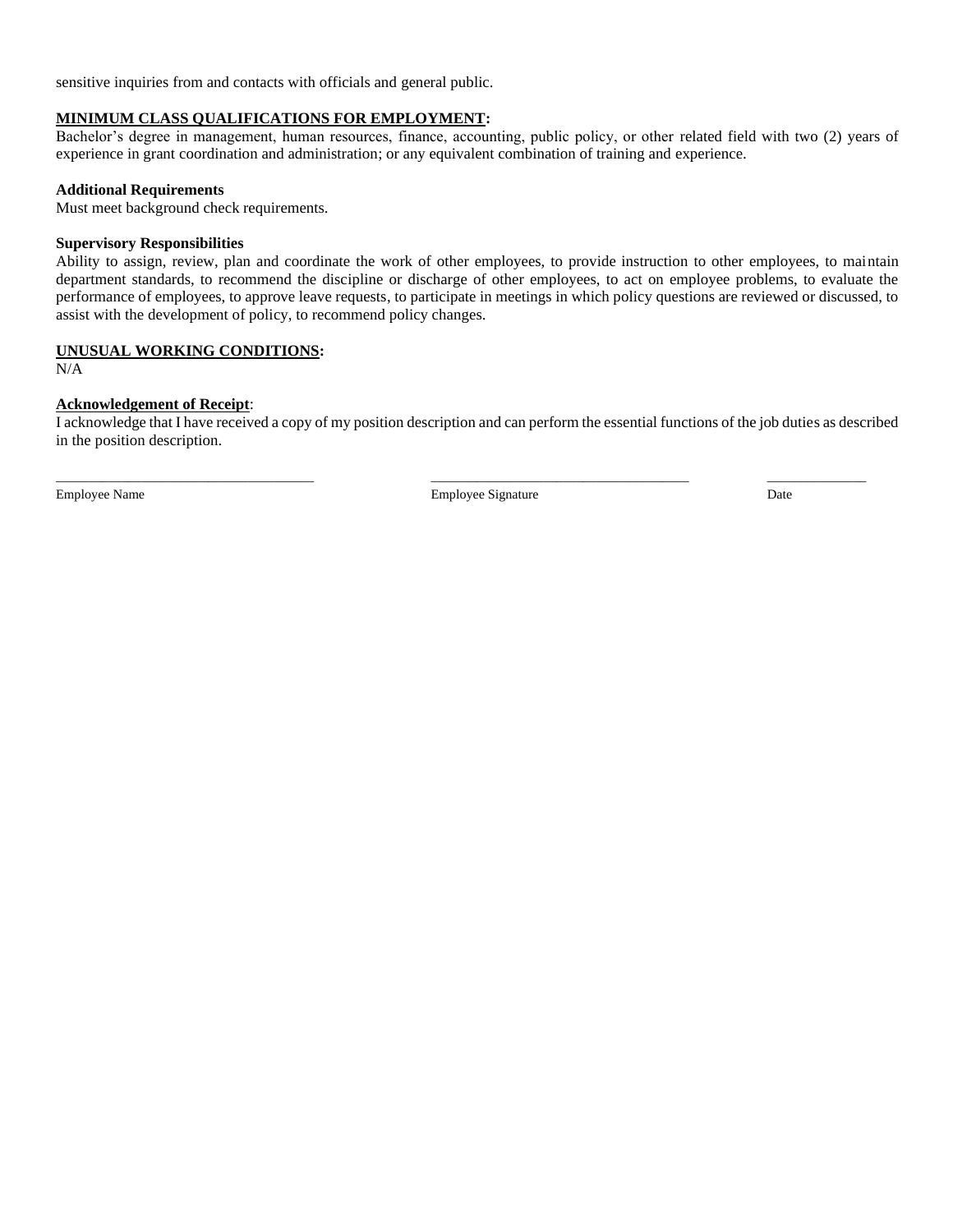sensitive inquiries from and contacts with officials and general public.

**MINIMUM CLASS QUALIFICATIONS FOR EMPLOYMENT:**

Bachelor's degree in management, human resources, finance, accounting, public policy, or other related field with two (2) years of experience in grant coordination and administration; or any equivalent combination of training and experience.

**Additional Requirements**

Must meet background check requirements.

**Supervisory Responsibilities**

Ability to assign, review, plan and coordinate the work of other employees, to provide instruction to other employees, to maintain department standards, to recommend the discipline or discharge of other employees, to act on employee problems, to evaluate the performance of employees, to approve leave requests, to participate in meetings in which policy questions are reviewed or discussed, to assist with the development of policy, to recommend policy changes.

**UNUSUAL WORKING CONDITIONS:**

N/A

**Acknowledgement of Receipt**:

I acknowledge that I have received a copy of my position description and can perform the essential functions of the job duties as described in the position description.

\_\_\_\_\_\_\_\_\_\_\_\_\_\_\_\_\_\_\_\_\_\_\_\_\_\_\_\_\_\_\_\_\_\_\_\_ \_\_\_\_\_\_\_\_\_\_\_\_\_\_\_\_\_\_\_\_\_\_\_\_\_\_\_\_\_\_\_\_\_\_\_\_ \_\_\_\_\_\_\_\_\_\_\_\_\_\_

Employee Name Employee Signature Date